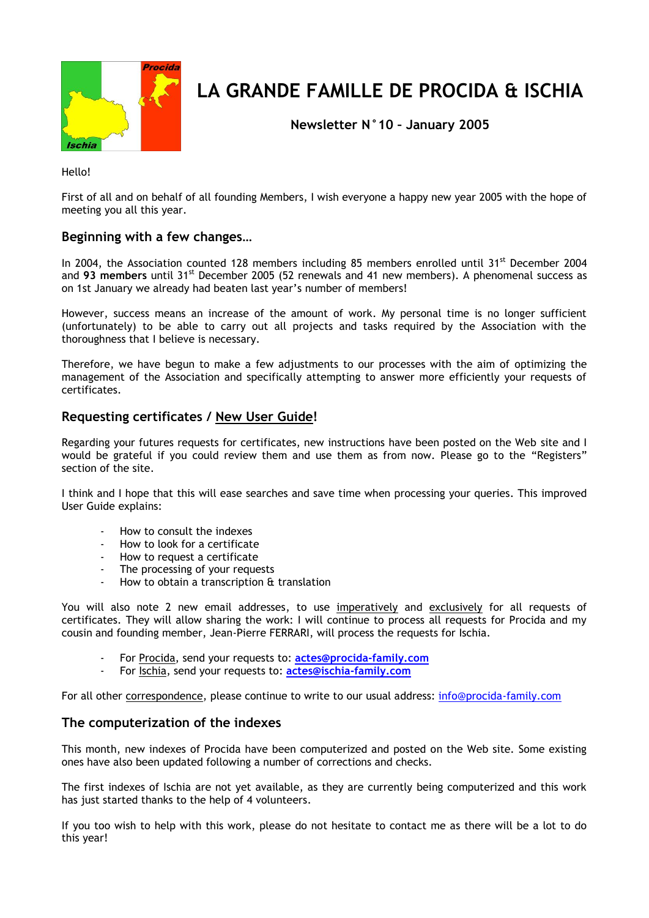# LA GRANDE FAMILLE DE PROCIDA & ISCHIA

**Newsletter N°10 – January 2005**

Hello!

First of all and on behalf of all founding Members, I wish everyone a happy new year 2005 with the hope of meeting you all this year.

## Beginning with a few changes…

In 2004, the Association counted 128 members including 85 members enrolled until 31st December 2004 and **93 members** until 31st December 2005 (52 renewals and 41 new members). A phenomenal success as on 1st January we already had beaten last year's number of members!

However, success means an increase of the amount of work. My personal time is no longer sufficient (unfortunately) to be able to carry out all projects and tasks required by the Association with the thoroughness that I believe is necessary.

Therefore, we have begun to make a few adjustments to our processes with the aim of optimizing the management of the Association and specifically attempting to answer more efficiently your requests of certificates.

## Requesting certificates / New User Guide!

Regarding your futures requests for certificates, new instructions have been posted on the Web site and I would be grateful if you could review them and use them as from now. Please go to the "Registers" section of the site.

I think and I hope that this will ease searches and save time when processing your queries. This improved User Guide explains:

- How to consult the indexes
- How to look for a certificate
- How to request a certificate
- The processing of your requests
- How to obtain a transcription & translation

You will also note 2 new email addresses, to use imperatively and exclusively for all requests of certificates. They will allow sharing the work: I will continue to process all requests for Procida and my cousin and founding member, Jean-Pierre FERRARI, will process the requests for Ischia.

- For Procida, send your requests to: **actes@procida-family.com**
- For Ischia, send your requests to: **actes@ischia-family.com**

For all other correspondence, please continue to write to our usual address: info@procida-family.com

## The computerization of the indexes

This month, new indexes of Procida have been computerized and posted on the Web site. Some existing ones have also been updated following a number of corrections and checks.

The first indexes of Ischia are not yet available, as they are currently being computerized and this work has just started thanks to the help of 4 volunteers.

If you too wish to help with this work, please do not hesitate to contact me as there will be a lot to do this year!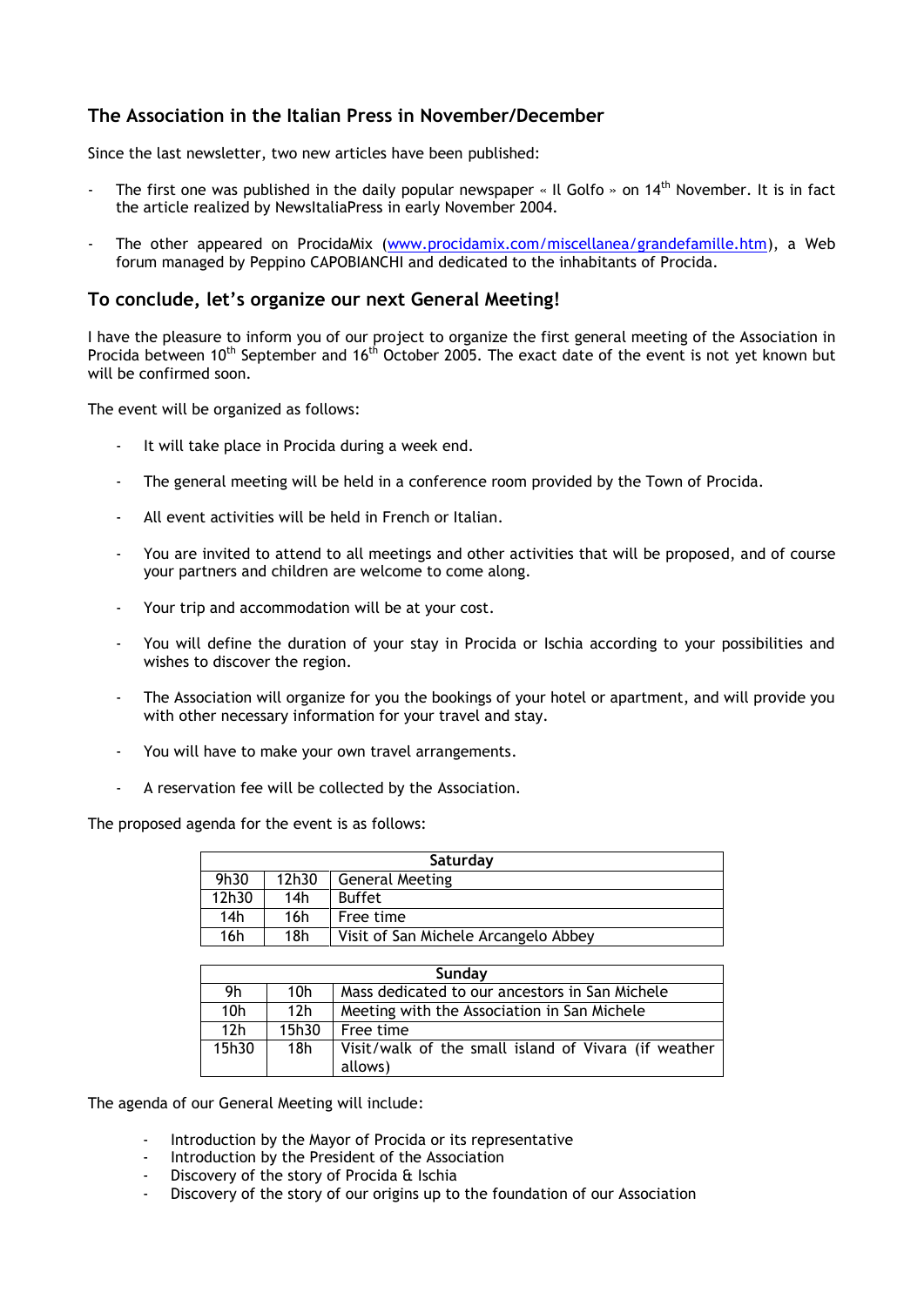## The Association in the Italian Press in November/December

Since the last newsletter, two new articles have been published:

- The first one was published in the daily popular newspaper « Il Golfo » on 14th November. It is in fact the article realized by NewsItaliaPress in early November 2004.
- The other appeared on ProcidaMix (www.procidamix.com/miscellanea/grandefamille.htm), a Web forum managed by Peppino CAPOBIANCHI and dedicated to the inhabitants of Procida.

## To conclude, let's organize our next General Meeting!

I have the pleasure to inform you of our project to organize the first general meeting of the Association in Procida between 10th September and 16th October 2005. The exact date of the event is not yet known but will be confirmed soon.

The event will be organized as follows:

- It will take place in Procida during a week end.
- The general meeting will be held in a conference room provided by the Town of Procida.
- All event activities will be held in French or Italian.
- You are invited to attend to all meetings and other activities that will be proposed, and of course your partners and children are welcome to come along.
- Your trip and accommodation will be at your cost.
- You will define the duration of your stay in Procida or Ischia according to your possibilities and wishes to discover the region.
- The Association will organize for you the bookings of your hotel or apartment, and will provide you with other necessary information for your travel and stay.
- You will have to make your own travel arrangements.
- A reservation fee will be collected by the Association.

The proposed agenda for the event is as follows:

| Saturday | | |
|---|---|---|
| 9h30 | 12h30 | General Meeting |
| 12h30 | 14h | Buffet |
| 14h | 16h | Free time |
| 16h | 18h | Visit of San Michele Arcangelo Abbey |

| Sunday | | |
|---|---|---|
| 9h | 10h | Mass dedicated to our ancestors in San Michele |
| 10h | 12h | Meeting with the Association in San Michele |
| 12h | 15h30 | Free time |
| 15h30 | 18h | Visit/walk of the small island of Vivara (if weather allows) |

The agenda of our General Meeting will include:

- Introduction by the Mayor of Procida or its representative
- Introduction by the President of the Association
- Discovery of the story of Procida & Ischia
- Discovery of the story of our origins up to the foundation of our Association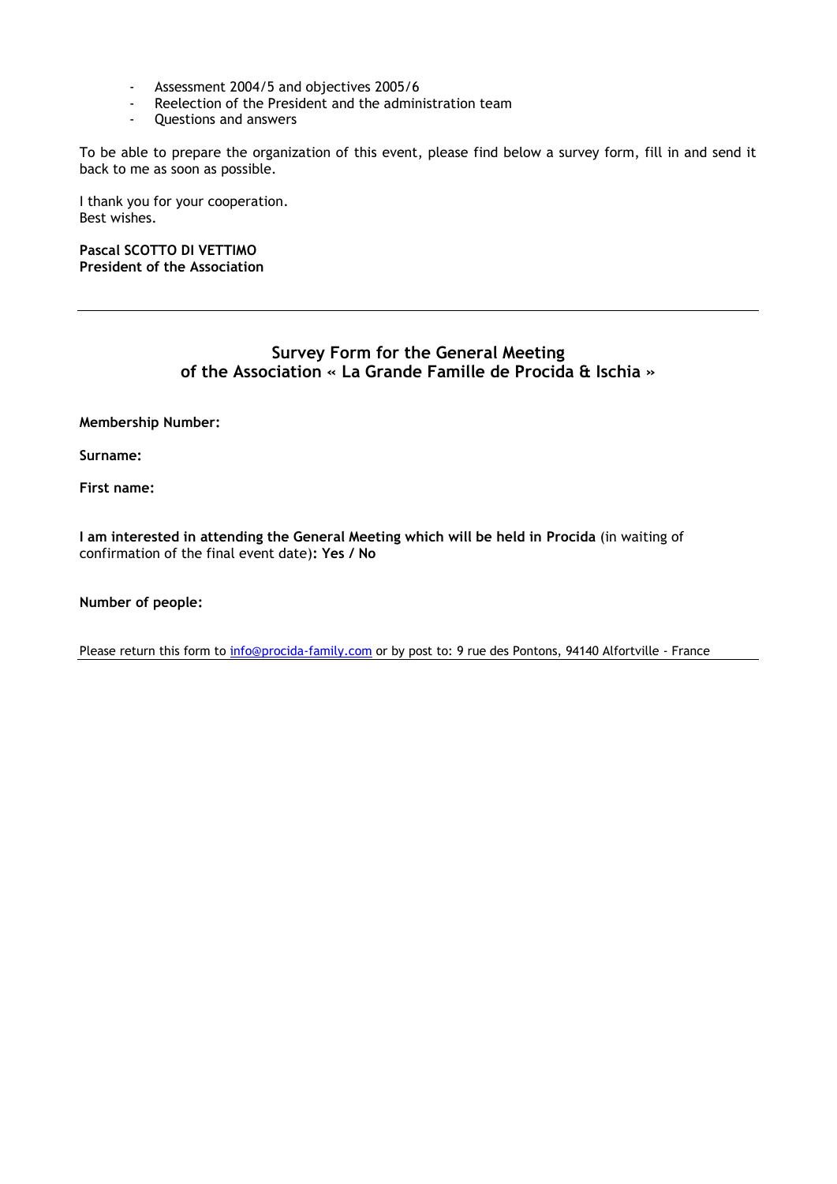- Assessment 2004/5 and objectives 2005/6
- Reelection of the President and the administration team
- Questions and answers

To be able to prepare the organization of this event, please find below a survey form, fill in and send it back to me as soon as possible.

I thank you for your cooperation.
Best wishes.

**Pascal SCOTTO DI VETTIMO**
**President of the Association**

---

## Survey Form for the General Meeting of the Association « La Grande Famille de Procida & Ischia »

**Membership Number:**

**Surname:**

**First name:**

**I am interested in attending the General Meeting which will be held in Procida** (in waiting of confirmation of the final event date)**: Yes / No**

**Number of people:**

Please return this form to info@procida-family.com or by post to: 9 rue des Pontons, 94140 Alfortville - France